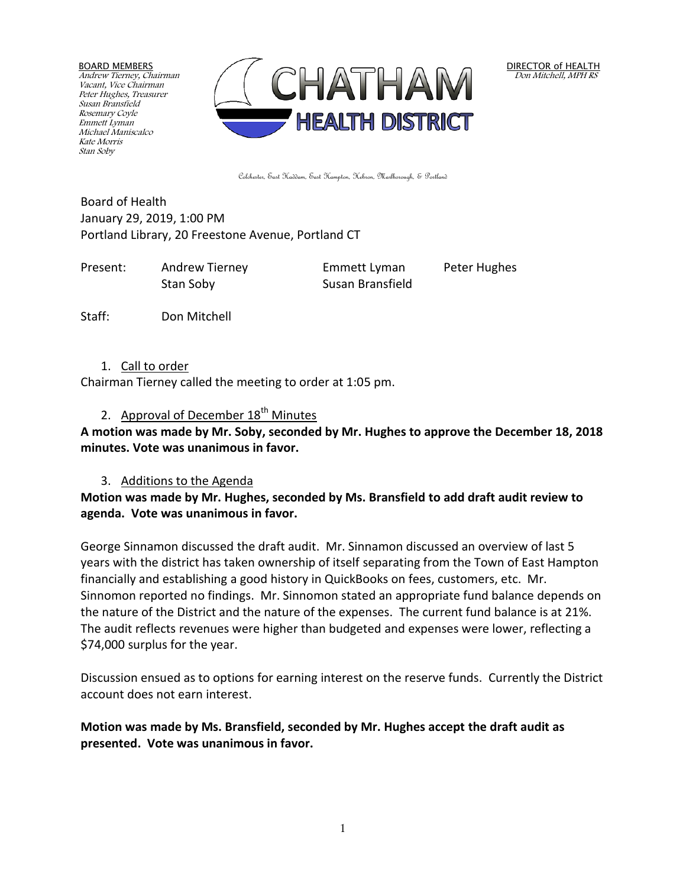BOARD MEMBERS
*Andrew Tierney, Chairman*
*Vacant, Vice Chairman*
*Peter Hughes, Treasurer*
*Susan Bransfield*
*Rosemary Coyle*
*Emmett Lyman*
*Michael Maniscalco*
*Kate Morris*
*Stan Soby*

# CHATHAM HEALTH DISTRICT

DIRECTOR of HEALTH
*Don Mitchell, MPH RS*

Colchester, East Haddam, East Hampton, Hebron, Marlborough, & Portland

Board of Health
January 29, 2019, 1:00 PM
Portland Library, 20 Freestone Avenue, Portland CT

| Present: | Andrew Tierney | Emmett Lyman | Peter Hughes |
| --- | --- | --- | --- |
| | Stan Soby | Susan Bransfield | |

Staff: Don Mitchell

1. Call to order

Chairman Tierney called the meeting to order at 1:05 pm.

2. Approval of December 18th Minutes

**A motion was made by Mr. Soby, seconded by Mr. Hughes to approve the December 18, 2018 minutes. Vote was unanimous in favor.**

3. Additions to the Agenda

**Motion was made by Mr. Hughes, seconded by Ms. Bransfield to add draft audit review to agenda. Vote was unanimous in favor.**

George Sinnamon discussed the draft audit. Mr. Sinnamon discussed an overview of last 5 years with the district has taken ownership of itself separating from the Town of East Hampton financially and establishing a good history in QuickBooks on fees, customers, etc. Mr. Sinnomon reported no findings. Mr. Sinnomon stated an appropriate fund balance depends on the nature of the District and the nature of the expenses. The current fund balance is at 21%. The audit reflects revenues were higher than budgeted and expenses were lower, reflecting a $74,000 surplus for the year.

Discussion ensued as to options for earning interest on the reserve funds. Currently the District account does not earn interest.

**Motion was made by Ms. Bransfield, seconded by Mr. Hughes accept the draft audit as presented. Vote was unanimous in favor.**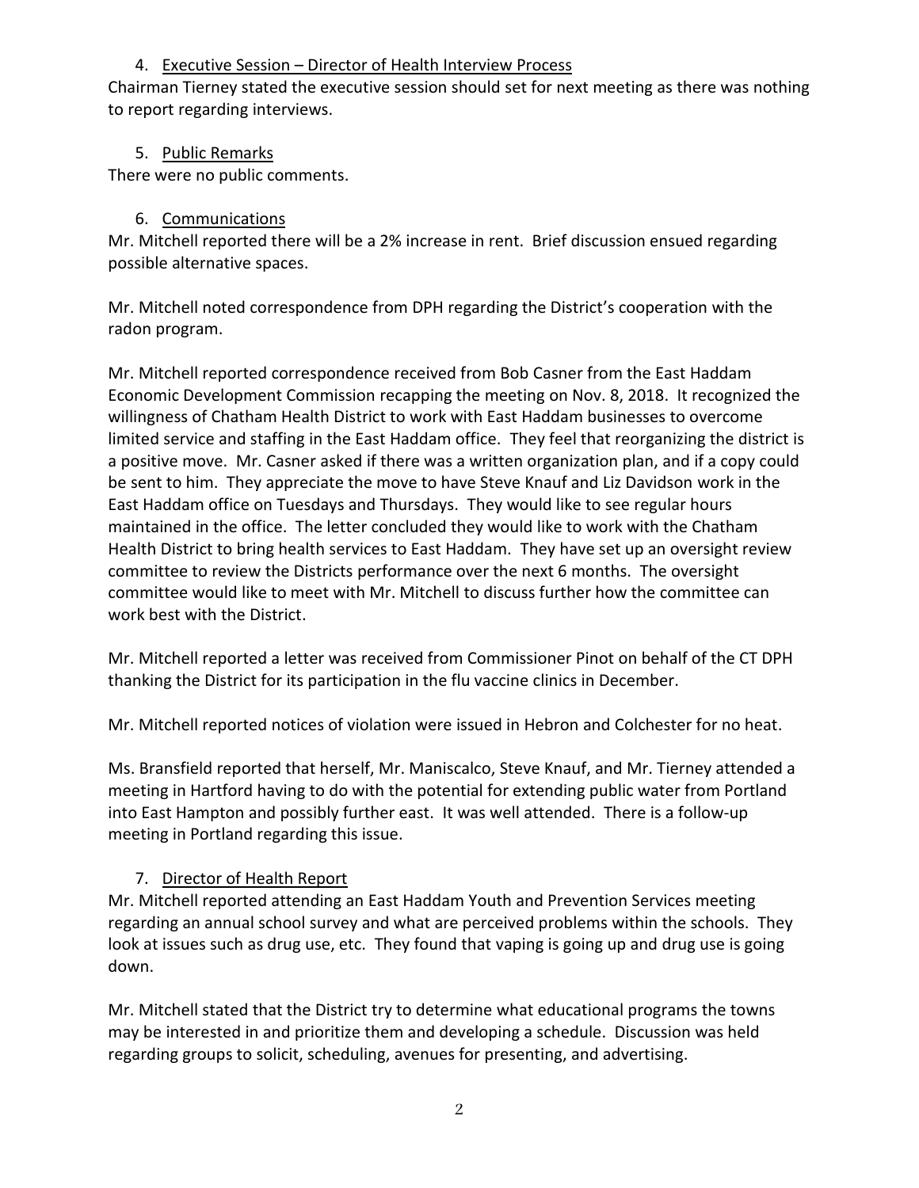4. Executive Session – Director of Health Interview Process

Chairman Tierney stated the executive session should set for next meeting as there was nothing to report regarding interviews.

5. Public Remarks

There were no public comments.

6. Communications

Mr. Mitchell reported there will be a 2% increase in rent. Brief discussion ensued regarding possible alternative spaces.

Mr. Mitchell noted correspondence from DPH regarding the District's cooperation with the radon program.

Mr. Mitchell reported correspondence received from Bob Casner from the East Haddam Economic Development Commission recapping the meeting on Nov. 8, 2018. It recognized the willingness of Chatham Health District to work with East Haddam businesses to overcome limited service and staffing in the East Haddam office. They feel that reorganizing the district is a positive move. Mr. Casner asked if there was a written organization plan, and if a copy could be sent to him. They appreciate the move to have Steve Knauf and Liz Davidson work in the East Haddam office on Tuesdays and Thursdays. They would like to see regular hours maintained in the office. The letter concluded they would like to work with the Chatham Health District to bring health services to East Haddam. They have set up an oversight review committee to review the Districts performance over the next 6 months. The oversight committee would like to meet with Mr. Mitchell to discuss further how the committee can work best with the District.

Mr. Mitchell reported a letter was received from Commissioner Pinot on behalf of the CT DPH thanking the District for its participation in the flu vaccine clinics in December.

Mr. Mitchell reported notices of violation were issued in Hebron and Colchester for no heat.

Ms. Bransfield reported that herself, Mr. Maniscalco, Steve Knauf, and Mr. Tierney attended a meeting in Hartford having to do with the potential for extending public water from Portland into East Hampton and possibly further east. It was well attended. There is a follow-up meeting in Portland regarding this issue.

7. Director of Health Report

Mr. Mitchell reported attending an East Haddam Youth and Prevention Services meeting regarding an annual school survey and what are perceived problems within the schools. They look at issues such as drug use, etc. They found that vaping is going up and drug use is going down.

Mr. Mitchell stated that the District try to determine what educational programs the towns may be interested in and prioritize them and developing a schedule. Discussion was held regarding groups to solicit, scheduling, avenues for presenting, and advertising.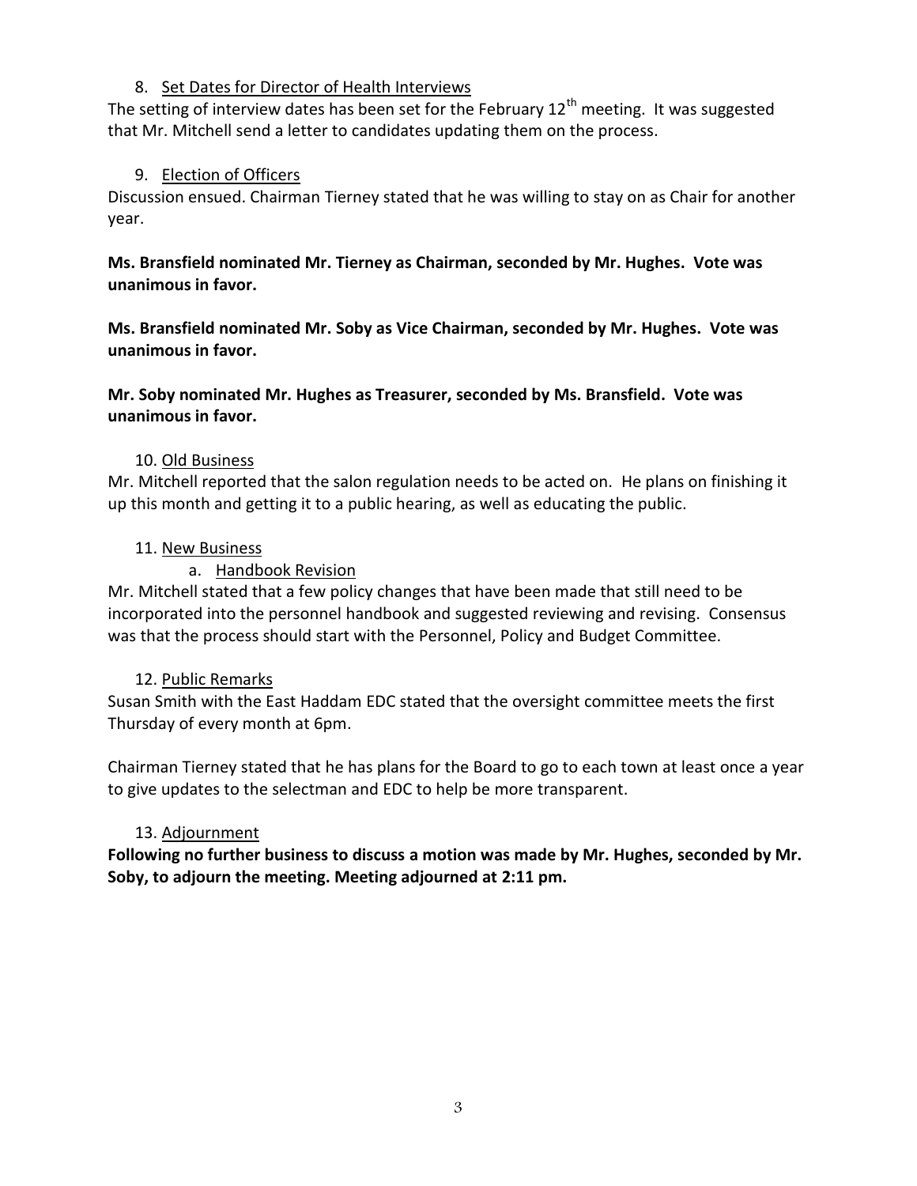8. <u>Set Dates for Director of Health Interviews</u>

The setting of interview dates has been set for the February 12th meeting. It was suggested that Mr. Mitchell send a letter to candidates updating them on the process.

9. <u>Election of Officers</u>

Discussion ensued. Chairman Tierney stated that he was willing to stay on as Chair for another year.

**Ms. Bransfield nominated Mr. Tierney as Chairman, seconded by Mr. Hughes. Vote was unanimous in favor.**

**Ms. Bransfield nominated Mr. Soby as Vice Chairman, seconded by Mr. Hughes. Vote was unanimous in favor.**

**Mr. Soby nominated Mr. Hughes as Treasurer, seconded by Ms. Bransfield. Vote was unanimous in favor.**

10. <u>Old Business</u>

Mr. Mitchell reported that the salon regulation needs to be acted on. He plans on finishing it up this month and getting it to a public hearing, as well as educating the public.

11. <u>New Business</u>

    a. <u>Handbook Revision</u>

Mr. Mitchell stated that a few policy changes that have been made that still need to be incorporated into the personnel handbook and suggested reviewing and revising. Consensus was that the process should start with the Personnel, Policy and Budget Committee.

12. <u>Public Remarks</u>

Susan Smith with the East Haddam EDC stated that the oversight committee meets the first Thursday of every month at 6pm.

Chairman Tierney stated that he has plans for the Board to go to each town at least once a year to give updates to the selectman and EDC to help be more transparent.

13. <u>Adjournment</u>

**Following no further business to discuss a motion was made by Mr. Hughes, seconded by Mr. Soby, to adjourn the meeting. Meeting adjourned at 2:11 pm.**